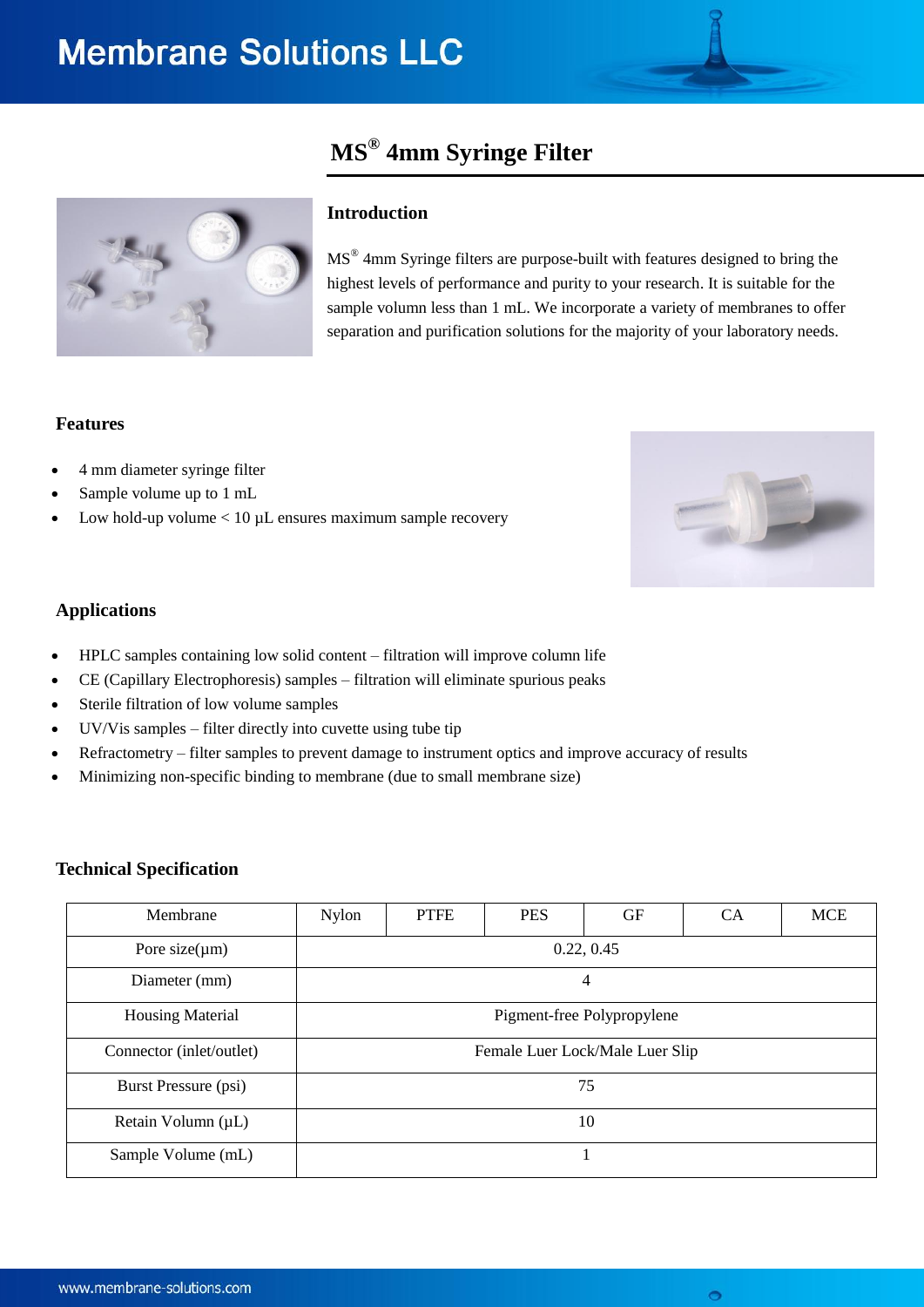# MS® 4mm Syringe Filter

## Introduction

MS® 4mm Syringe filters are purpose-built with features designed to bring the highest levels of performance and purity to your research. It is suitable for the sample volumn less than 1 mL. We incorporate a variety of membranes to offer separation and purification solutions for the majority of your laboratory needs.

## Features

- 4 mm diameter syringe filter
- Sample volume up to 1 mL
- Low hold-up volume < 10 µL ensures maximum sample recovery

## Applications

- HPLC samples containing low solid content – filtration will improve column life
- CE (Capillary Electrophoresis) samples – filtration will eliminate spurious peaks
- Sterile filtration of low volume samples
- UV/Vis samples – filter directly into cuvette using tube tip
- Refractometry – filter samples to prevent damage to instrument optics and improve accuracy of results
- Minimizing non-specific binding to membrane (due to small membrane size)

## Technical Specification

| Membrane | Nylon | PTFE | PES | GF | CA | MCE |
|---|---|---|---|---|---|---|
| Pore size(µm) | 0.22, 0.45 | | | | | |
| Diameter (mm) | 4 | | | | | |
| Housing Material | Pigment-free Polypropylene | | | | | |
| Connector (inlet/outlet) | Female Luer Lock/Male Luer Slip | | | | | |
| Burst Pressure (psi) | 75 | | | | | |
| Retain Volumn (µL) | 10 | | | | | |
| Sample Volume (mL) | 1 | | | | | |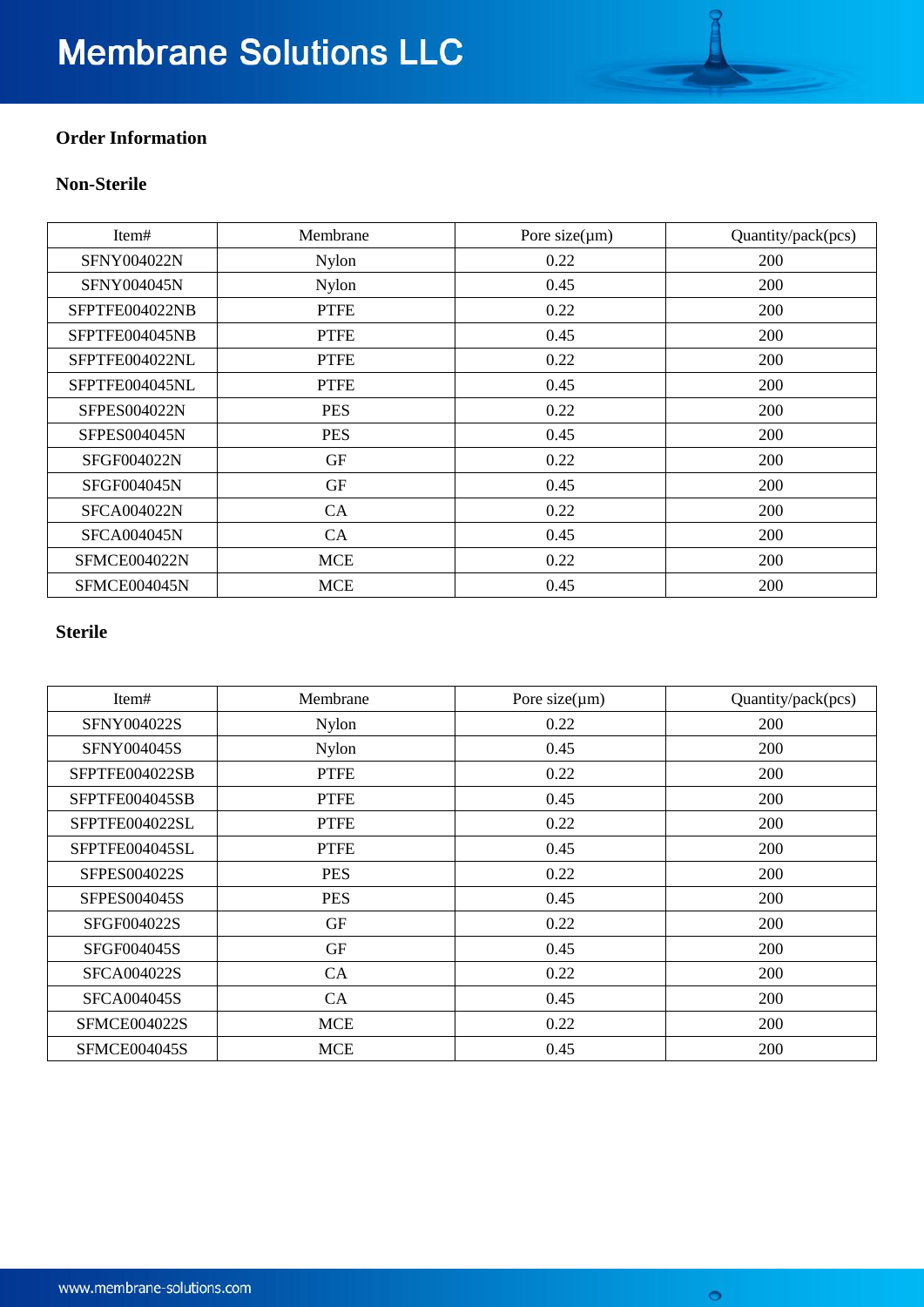## Order Information

### Non-Sterile

| Item# | Membrane | Pore size(μm) | Quantity/pack(pcs) |
|---|---|---|---|
| SFNY004022N | Nylon | 0.22 | 200 |
| SFNY004045N | Nylon | 0.45 | 200 |
| SFPTFE004022NB | PTFE | 0.22 | 200 |
| SFPTFE004045NB | PTFE | 0.45 | 200 |
| SFPTFE004022NL | PTFE | 0.22 | 200 |
| SFPTFE004045NL | PTFE | 0.45 | 200 |
| SFPES004022N | PES | 0.22 | 200 |
| SFPES004045N | PES | 0.45 | 200 |
| SFGF004022N | GF | 0.22 | 200 |
| SFGF004045N | GF | 0.45 | 200 |
| SFCA004022N | CA | 0.22 | 200 |
| SFCA004045N | CA | 0.45 | 200 |
| SFMCE004022N | MCE | 0.22 | 200 |
| SFMCE004045N | MCE | 0.45 | 200 |

### Sterile

| Item# | Membrane | Pore size(μm) | Quantity/pack(pcs) |
|---|---|---|---|
| SFNY004022S | Nylon | 0.22 | 200 |
| SFNY004045S | Nylon | 0.45 | 200 |
| SFPTFE004022SB | PTFE | 0.22 | 200 |
| SFPTFE004045SB | PTFE | 0.45 | 200 |
| SFPTFE004022SL | PTFE | 0.22 | 200 |
| SFPTFE004045SL | PTFE | 0.45 | 200 |
| SFPES004022S | PES | 0.22 | 200 |
| SFPES004045S | PES | 0.45 | 200 |
| SFGF004022S | GF | 0.22 | 200 |
| SFGF004045S | GF | 0.45 | 200 |
| SFCA004022S | CA | 0.22 | 200 |
| SFCA004045S | CA | 0.45 | 200 |
| SFMCE004022S | MCE | 0.22 | 200 |
| SFMCE004045S | MCE | 0.45 | 200 |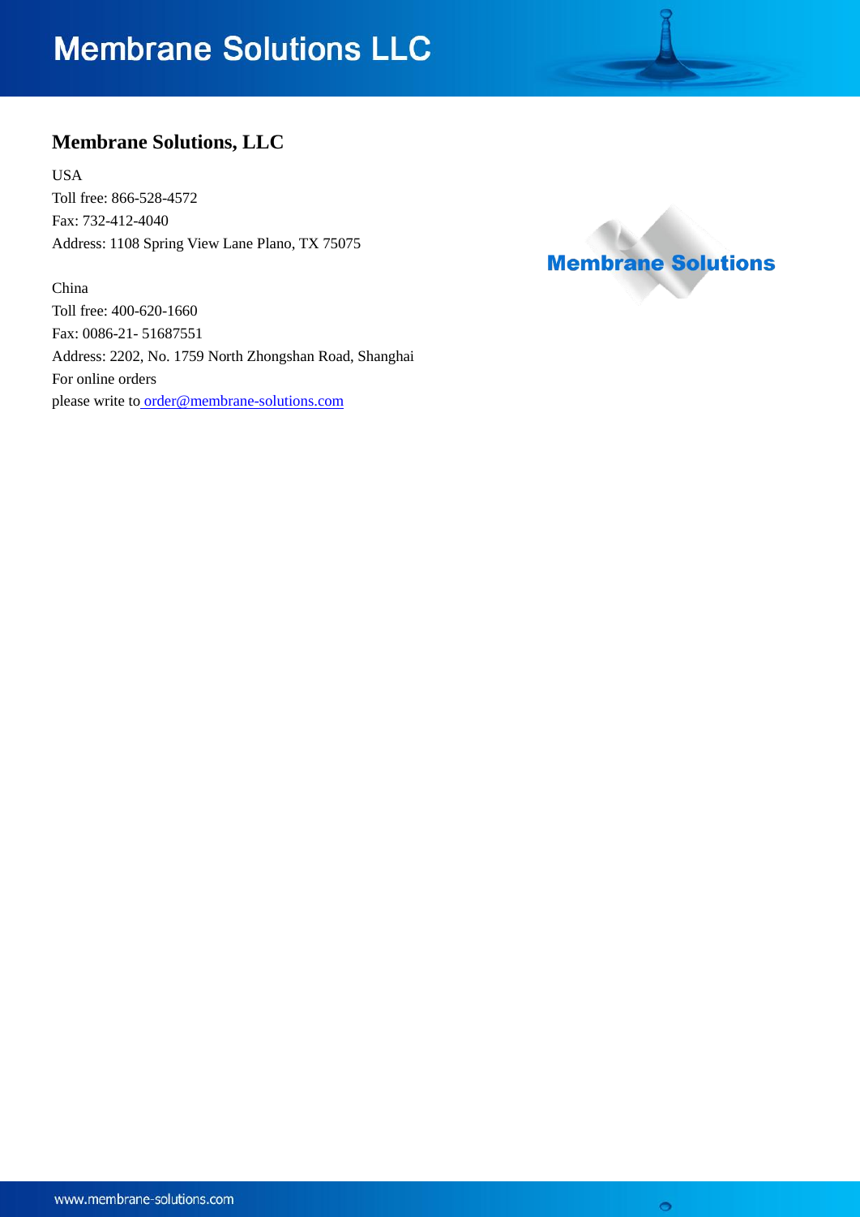## Membrane Solutions, LLC

USA
Toll free: 866-528-4572
Fax: 732-412-4040
Address: 1108 Spring View Lane Plano, TX 75075

China
Toll free: 400-620-1660
Fax: 0086-21- 51687551
Address: 2202, No. 1759 North Zhongshan Road, Shanghai
For online orders
please write to order@membrane-solutions.com